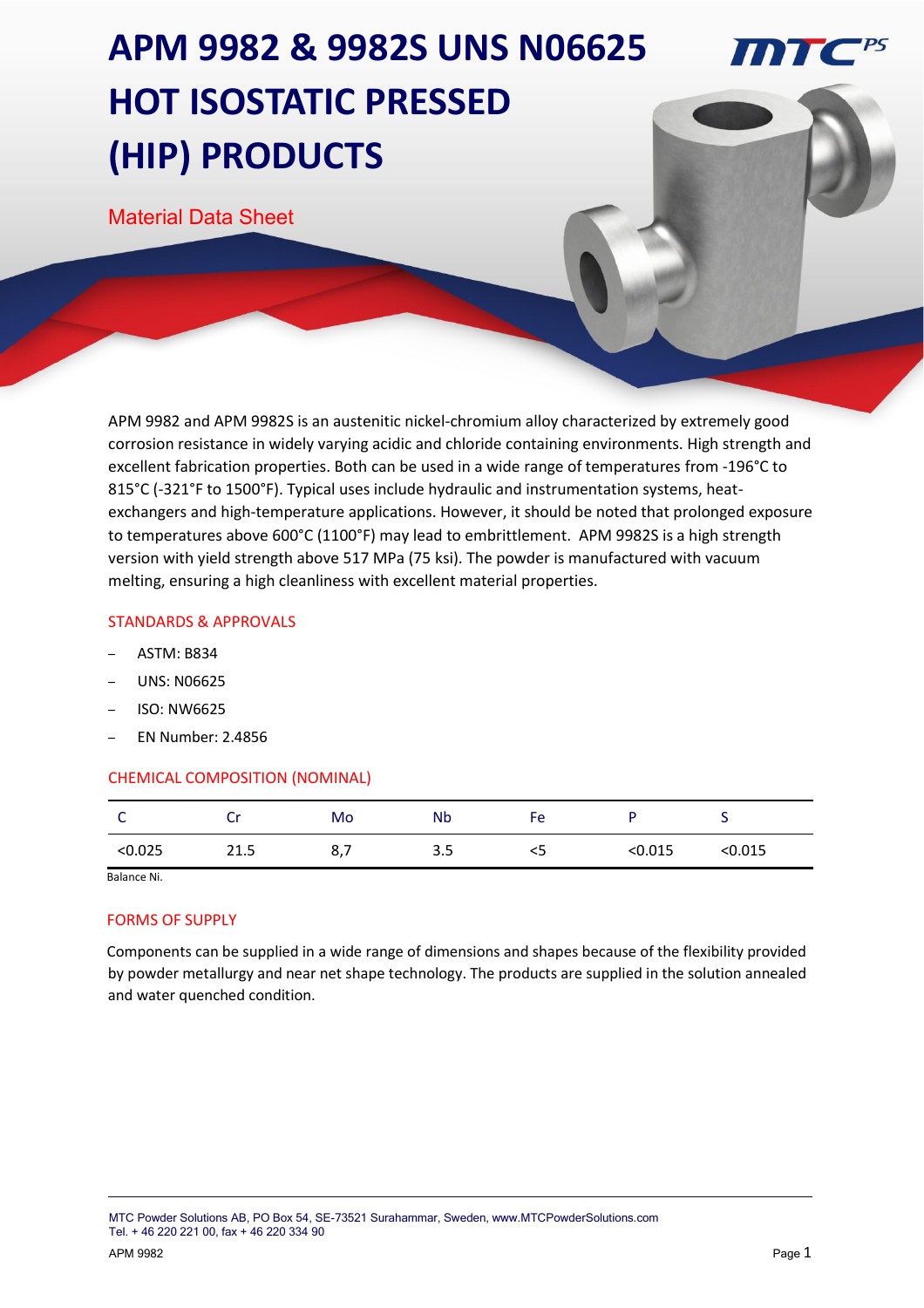# APM 9982 & 9982S UNS N06625 HOT ISOSTATIC PRESSED (HIP) PRODUCTS

Material Data Sheet

APM 9982 and APM 9982S is an austenitic nickel-chromium alloy characterized by extremely good corrosion resistance in widely varying acidic and chloride containing environments. High strength and excellent fabrication properties. Both can be used in a wide range of temperatures from -196°C to 815°C (-321°F to 1500°F). Typical uses include hydraulic and instrumentation systems, heat-exchangers and high-temperature applications. However, it should be noted that prolonged exposure to temperatures above 600°C (1100°F) may lead to embrittlement. APM 9982S is a high strength version with yield strength above 517 MPa (75 ksi). The powder is manufactured with vacuum melting, ensuring a high cleanliness with excellent material properties.

## STANDARDS & APPROVALS

- ASTM: B834
- UNS: N06625
- ISO: NW6625
- EN Number: 2.4856

## CHEMICAL COMPOSITION (NOMINAL)

| C | Cr | Mo | Nb | Fe | P | S |
|---|---|---|---|---|---|---|
| <0.025 | 21.5 | 8,7 | 3.5 | <5 | <0.015 | <0.015 |

Balance Ni.

## FORMS OF SUPPLY

Components can be supplied in a wide range of dimensions and shapes because of the flexibility provided by powder metallurgy and near net shape technology. The products are supplied in the solution annealed and water quenched condition.

MTC Powder Solutions AB, PO Box 54, SE-73521 Surahammar, Sweden, www.MTCPowderSolutions.com
Tel. + 46 220 221 00, fax + 46 220 334 90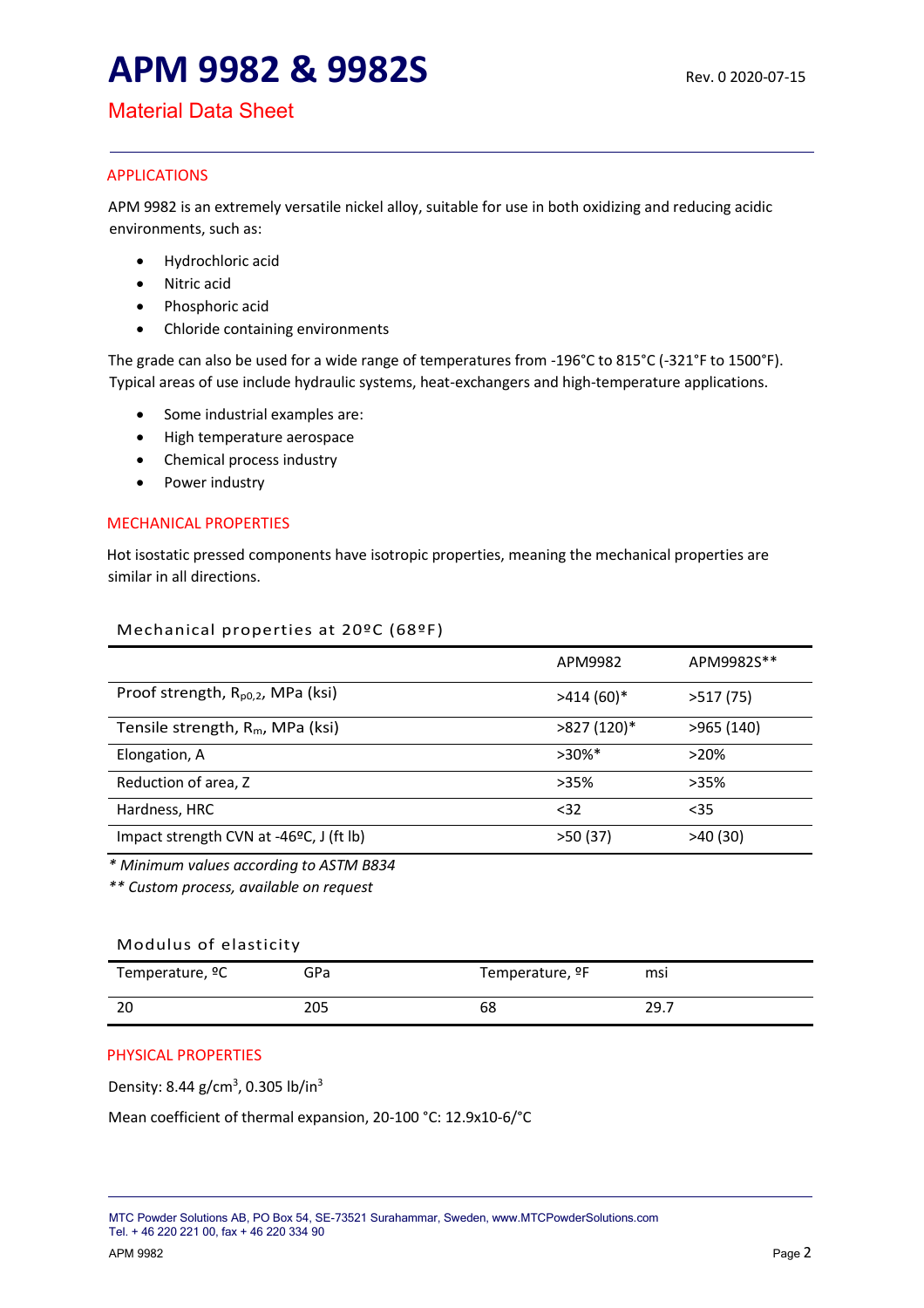# APM 9982 & 9982S

Rev. 0 2020-07-15

## Material Data Sheet

### APPLICATIONS

APM 9982 is an extremely versatile nickel alloy, suitable for use in both oxidizing and reducing acidic environments, such as:

- Hydrochloric acid
- Nitric acid
- Phosphoric acid
- Chloride containing environments

The grade can also be used for a wide range of temperatures from -196°C to 815°C (-321°F to 1500°F). Typical areas of use include hydraulic systems, heat-exchangers and high-temperature applications.

- Some industrial examples are:
- High temperature aerospace
- Chemical process industry
- Power industry

### MECHANICAL PROPERTIES

Hot isostatic pressed components have isotropic properties, meaning the mechanical properties are similar in all directions.

#### Mechanical properties at 20ºC (68ºF)

| | APM9982 | APM9982S** |
|---|---|---|
| Proof strength, $R_{p0,2}$, MPa (ksi) | >414 (60)* | >517 (75) |
| Tensile strength, $R_m$, MPa (ksi) | >827 (120)* | >965 (140) |
| Elongation, A | >30%* | >20% |
| Reduction of area, Z | >35% | >35% |
| Hardness, HRC | <32 | <35 |
| Impact strength CVN at -46ºC, J (ft lb) | >50 (37) | >40 (30) |

*\* Minimum values according to ASTM B834*

*\*\* Custom process, available on request*

#### Modulus of elasticity

| Temperature, ºC | GPa | Temperature, ºF | msi |
|---|---|---|---|
| 20 | 205 | 68 | 29.7 |

### PHYSICAL PROPERTIES

Density: 8.44 g/cm$^3$, 0.305 lb/in$^3$

Mean coefficient of thermal expansion, 20-100 °C: 12.9x10-6/°C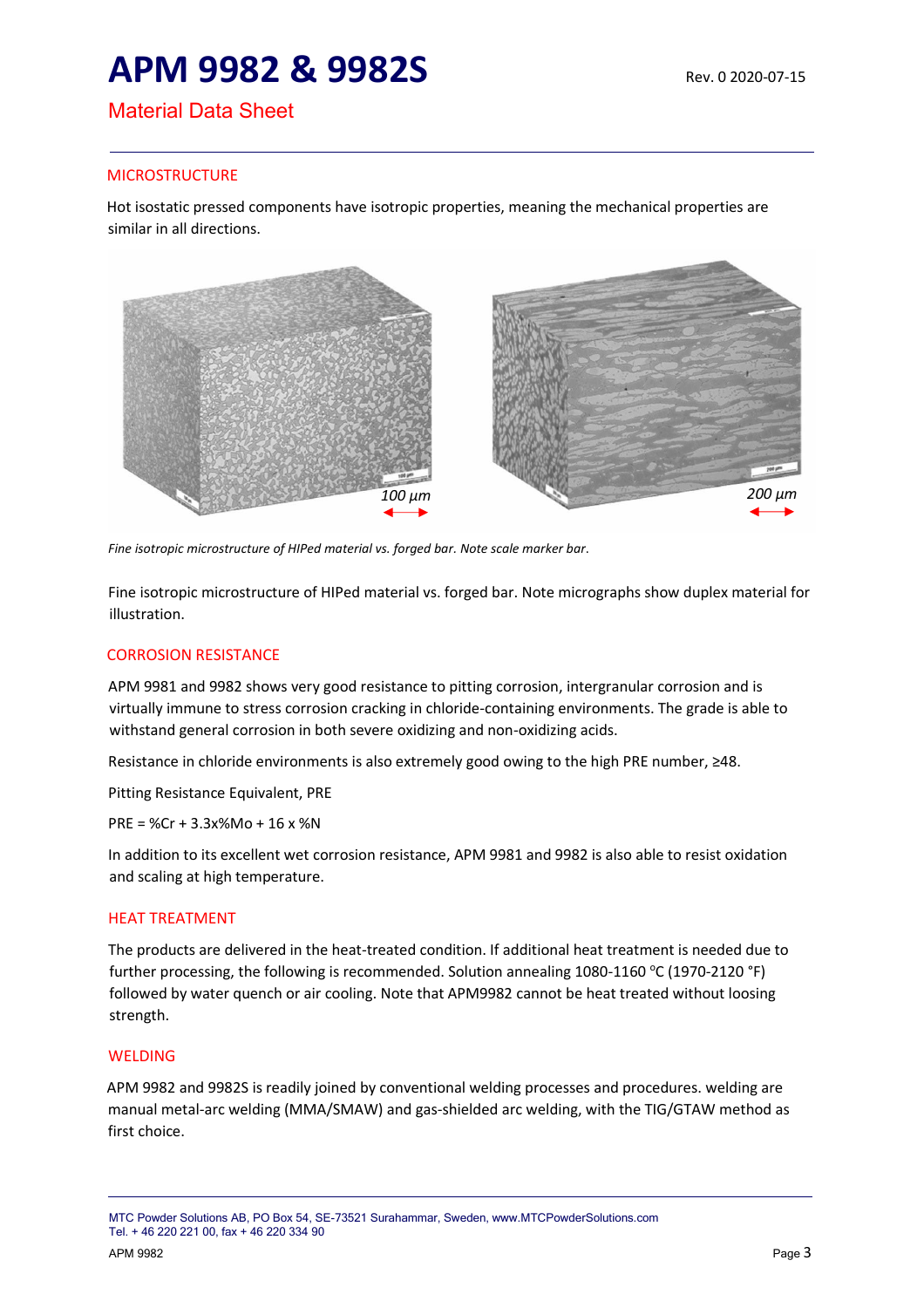# APM 9982 & 9982S

Rev. 0 2020-07-15

## Material Data Sheet

### MICROSTRUCTURE

Hot isostatic pressed components have isotropic properties, meaning the mechanical properties are similar in all directions.

*Fine isotropic microstructure of HIPed material vs. forged bar. Note scale marker bar.*

Fine isotropic microstructure of HIPed material vs. forged bar. Note micrographs show duplex material for illustration.

### CORROSION RESISTANCE

APM 9981 and 9982 shows very good resistance to pitting corrosion, intergranular corrosion and is virtually immune to stress corrosion cracking in chloride-containing environments. The grade is able to withstand general corrosion in both severe oxidizing and non-oxidizing acids.

Resistance in chloride environments is also extremely good owing to the high PRE number, ≥48.

Pitting Resistance Equivalent, PRE

PRE = %Cr + 3.3x%Mo + 16 x %N

In addition to its excellent wet corrosion resistance, APM 9981 and 9982 is also able to resist oxidation and scaling at high temperature.

### HEAT TREATMENT

The products are delivered in the heat-treated condition. If additional heat treatment is needed due to further processing, the following is recommended. Solution annealing 1080-1160 °C (1970-2120 °F) followed by water quench or air cooling. Note that APM9982 cannot be heat treated without loosing strength.

### WELDING

APM 9982 and 9982S is readily joined by conventional welding processes and procedures. welding are manual metal-arc welding (MMA/SMAW) and gas-shielded arc welding, with the TIG/GTAW method as first choice.

MTC Powder Solutions AB, PO Box 54, SE-73521 Surahammar, Sweden, www.MTCPowderSolutions.com
Tel. + 46 220 221 00, fax + 46 220 334 90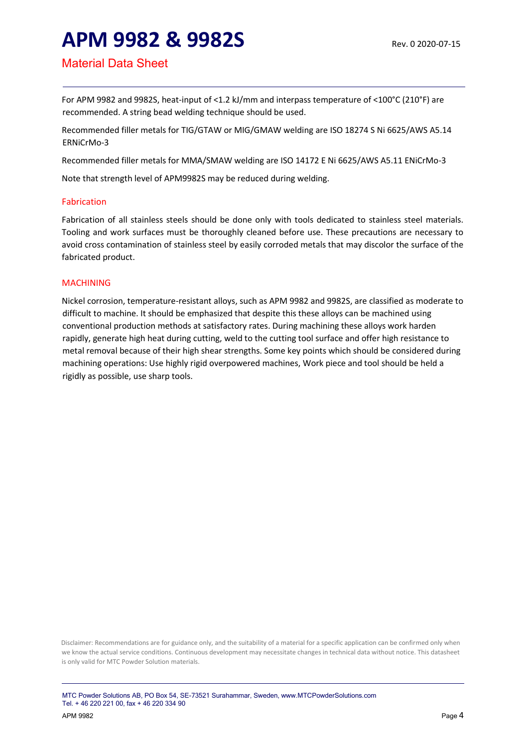For APM 9982 and 9982S, heat-input of <1.2 kJ/mm and interpass temperature of <100°C (210°F) are recommended. A string bead welding technique should be used.

Recommended filler metals for TIG/GTAW or MIG/GMAW welding are ISO 18274 S Ni 6625/AWS A5.14 ERNiCrMo-3

Recommended filler metals for MMA/SMAW welding are ISO 14172 E Ni 6625/AWS A5.11 ENiCrMo-3

Note that strength level of APM9982S may be reduced during welding.

## Fabrication

Fabrication of all stainless steels should be done only with tools dedicated to stainless steel materials. Tooling and work surfaces must be thoroughly cleaned before use. These precautions are necessary to avoid cross contamination of stainless steel by easily corroded metals that may discolor the surface of the fabricated product.

## MACHINING

Nickel corrosion, temperature-resistant alloys, such as APM 9982 and 9982S, are classified as moderate to difficult to machine. It should be emphasized that despite this these alloys can be machined using conventional production methods at satisfactory rates. During machining these alloys work harden rapidly, generate high heat during cutting, weld to the cutting tool surface and offer high resistance to metal removal because of their high shear strengths. Some key points which should be considered during machining operations: Use highly rigid overpowered machines, Work piece and tool should be held a rigidly as possible, use sharp tools.

Disclaimer: Recommendations are for guidance only, and the suitability of a material for a specific application can be confirmed only when we know the actual service conditions. Continuous development may necessitate changes in technical data without notice. This datasheet is only valid for MTC Powder Solution materials.

MTC Powder Solutions AB, PO Box 54, SE-73521 Surahammar, Sweden, www.MTCPowderSolutions.com
Tel. + 46 220 221 00, fax + 46 220 334 90